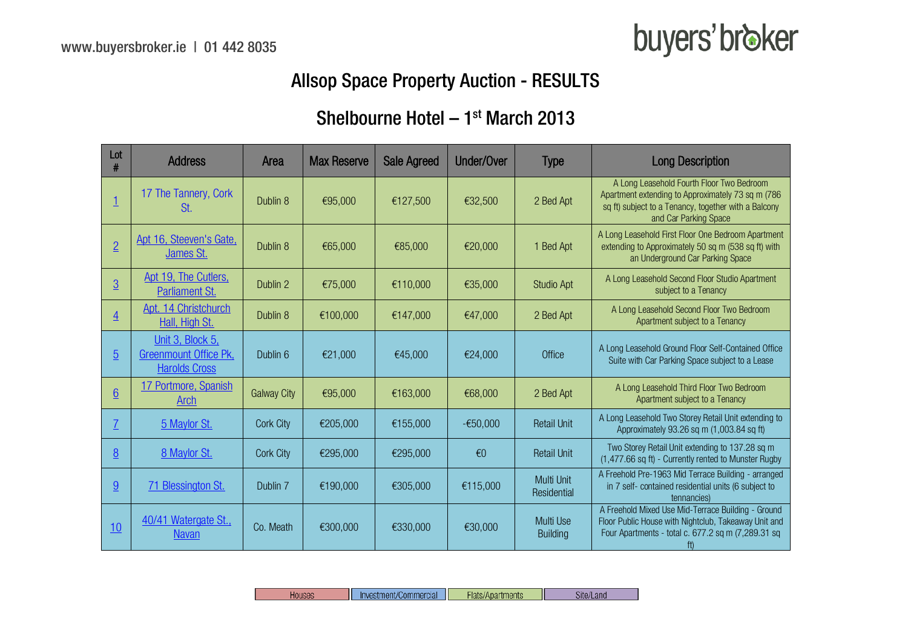www.buyersbroker.ie | 01 442 8035

buyers' broker

# Allsop Space Property Auction - RESULTS

## Shelbourne Hotel – 1st March 2013

| Lot # | Address | Area | Max Reserve | Sale Agreed | Under/Over | Type | Long Description |
|---|---|---|---|---|---|---|---|
| 1 | 17 The Tannery, Cork St. | Dublin 8 | €95,000 | €127,500 | €32,500 | 2 Bed Apt | A Long Leasehold Fourth Floor Two Bedroom Apartment extending to Approximately 73 sq m (786 sq ft) subject to a Tenancy, together with a Balcony and Car Parking Space |
| 2 | Apt 16, Steeven's Gate, James St. | Dublin 8 | €65,000 | €85,000 | €20,000 | 1 Bed Apt | A Long Leasehold First Floor One Bedroom Apartment extending to Approximately 50 sq m (538 sq ft) with an Underground Car Parking Space |
| 3 | Apt 19, The Cutlers, Parliament St. | Dublin 2 | €75,000 | €110,000 | €35,000 | Studio Apt | A Long Leasehold Second Floor Studio Apartment subject to a Tenancy |
| 4 | Apt. 14 Christchurch Hall, High St. | Dublin 8 | €100,000 | €147,000 | €47,000 | 2 Bed Apt | A Long Leasehold Second Floor Two Bedroom Apartment subject to a Tenancy |
| 5 | Unit 3, Block 5, Greenmount Office Pk, Harolds Cross | Dublin 6 | €21,000 | €45,000 | €24,000 | Office | A Long Leasehold Ground Floor Self-Contained Office Suite with Car Parking Space subject to a Lease |
| 6 | 17 Portmore, Spanish Arch | Galway City | €95,000 | €163,000 | €68,000 | 2 Bed Apt | A Long Leasehold Third Floor Two Bedroom Apartment subject to a Tenancy |
| 7 | 5 Maylor St. | Cork City | €205,000 | €155,000 | -€50,000 | Retail Unit | A Long Leasehold Two Storey Retail Unit extending to Approximately 93.26 sq m (1,003.84 sq ft) |
| 8 | 8 Maylor St. | Cork City | €295,000 | €295,000 | €0 | Retail Unit | Two Storey Retail Unit extending to 137.28 sq m (1,477.66 sq ft) - Currently rented to Munster Rugby |
| 9 | 71 Blessington St. | Dublin 7 | €190,000 | €305,000 | €115,000 | Multi Unit Residential | A Freehold Pre-1963 Mid Terrace Building - arranged in 7 self- contained residential units (6 subject to tennancies) |
| 10 | 40/41 Watergate St., Navan | Co. Meath | €300,000 | €330,000 | €30,000 | Multi Use Building | A Freehold Mixed Use Mid-Terrace Building - Ground Floor Public House with Nightclub, Takeaway Unit and Four Apartments - total c. 677.2 sq m (7,289.31 sq ft) |

Houses | Investment/Commercial | Flats/Apartments | Site/Land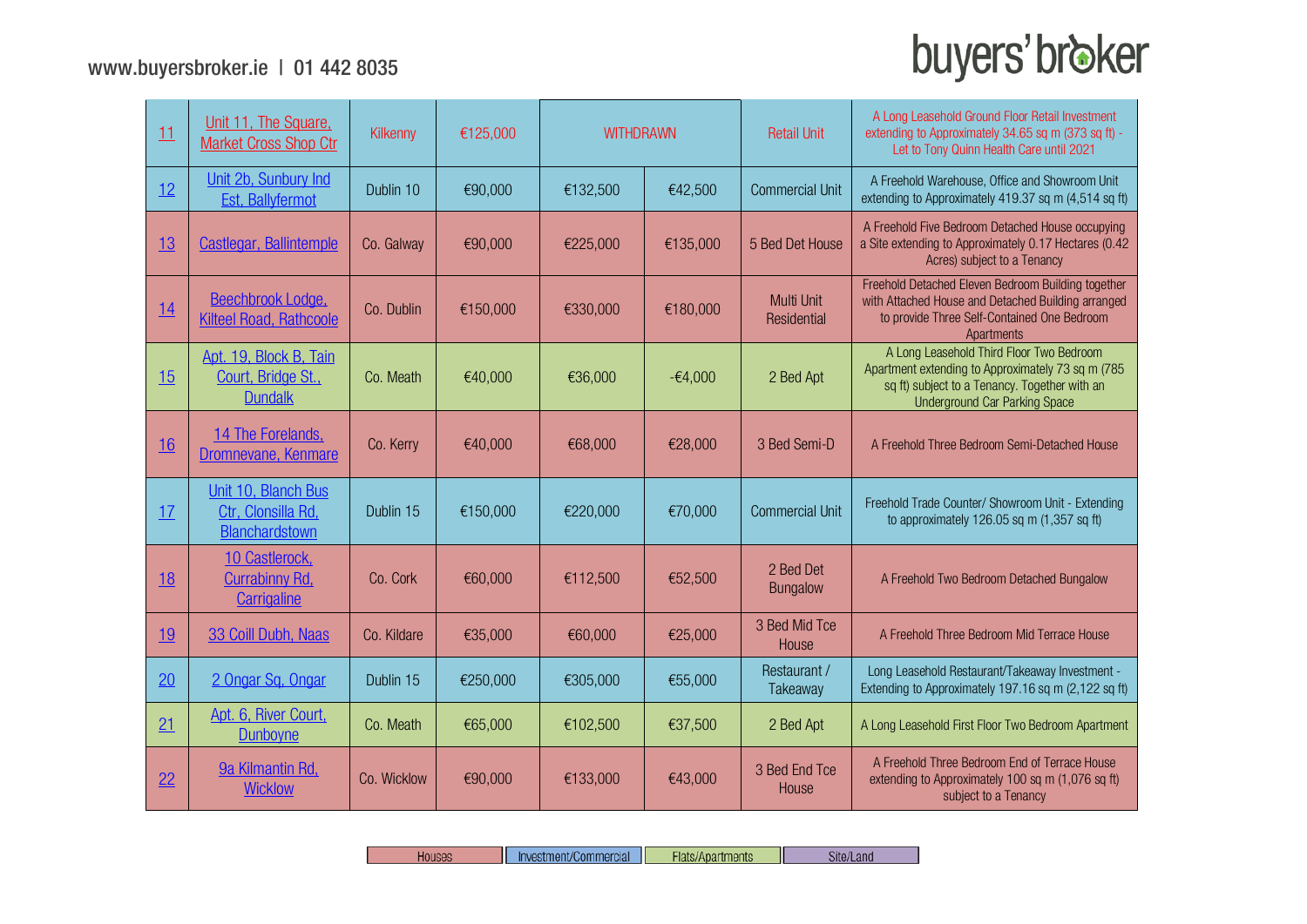www.buyersbroker.ie | 01 442 8035

| | | | | | | | |
|---|---|---|---|---|---|---|---|
| 11 | Unit 11, The Square, Market Cross Shop Ctr | Kilkenny | €125,000 | WITHDRAWN | | Retail Unit | A Long Leasehold Ground Floor Retail Investment extending to Approximately 34.65 sq m (373 sq ft) - Let to Tony Quinn Health Care until 2021 |
| 12 | Unit 2b, Sunbury Ind Est, Ballyfermot | Dublin 10 | €90,000 | €132,500 | €42,500 | Commercial Unit | A Freehold Warehouse, Office and Showroom Unit extending to Approximately 419.37 sq m (4,514 sq ft) |
| 13 | Castlegar, Ballintemple | Co. Galway | €90,000 | €225,000 | €135,000 | 5 Bed Det House | A Freehold Five Bedroom Detached House occupying a Site extending to Approximately 0.17 Hectares (0.42 Acres) subject to a Tenancy |
| 14 | Beechbrook Lodge, Kilteel Road, Rathcoole | Co. Dublin | €150,000 | €330,000 | €180,000 | Multi Unit Residential | Freehold Detached Eleven Bedroom Building together with Attached House and Detached Building arranged to provide Three Self-Contained One Bedroom Apartments |
| 15 | Apt. 19, Block B, Tain Court, Bridge St., Dundalk | Co. Meath | €40,000 | €36,000 | -€4,000 | 2 Bed Apt | A Long Leasehold Third Floor Two Bedroom Apartment extending to Approximately 73 sq m (785 sq ft) subject to a Tenancy. Together with an Underground Car Parking Space |
| 16 | 14 The Forelands, Dromnevane, Kenmare | Co. Kerry | €40,000 | €68,000 | €28,000 | 3 Bed Semi-D | A Freehold Three Bedroom Semi-Detached House |
| 17 | Unit 10, Blanch Bus Ctr, Clonsilla Rd, Blanchardstown | Dublin 15 | €150,000 | €220,000 | €70,000 | Commercial Unit | Freehold Trade Counter/ Showroom Unit - Extending to approximately 126.05 sq m (1,357 sq ft) |
| 18 | 10 Castlerock, Currabinny Rd, Carrigaline | Co. Cork | €60,000 | €112,500 | €52,500 | 2 Bed Det Bungalow | A Freehold Two Bedroom Detached Bungalow |
| 19 | 33 Coill Dubh, Naas | Co. Kildare | €35,000 | €60,000 | €25,000 | 3 Bed Mid Tce House | A Freehold Three Bedroom Mid Terrace House |
| 20 | 2 Ongar Sq, Ongar | Dublin 15 | €250,000 | €305,000 | €55,000 | Restaurant / Takeaway | Long Leasehold Restaurant/Takeaway Investment - Extending to Approximately 197.16 sq m (2,122 sq ft) |
| 21 | Apt. 6, River Court, Dunboyne | Co. Meath | €65,000 | €102,500 | €37,500 | 2 Bed Apt | A Long Leasehold First Floor Two Bedroom Apartment |
| 22 | 9a Kilmantin Rd, Wicklow | Co. Wicklow | €90,000 | €133,000 | €43,000 | 3 Bed End Tce House | A Freehold Three Bedroom End of Terrace House extending to Approximately 100 sq m (1,076 sq ft) subject to a Tenancy |

Houses | Investment/Commercial | Flats/Apartments | Site/Land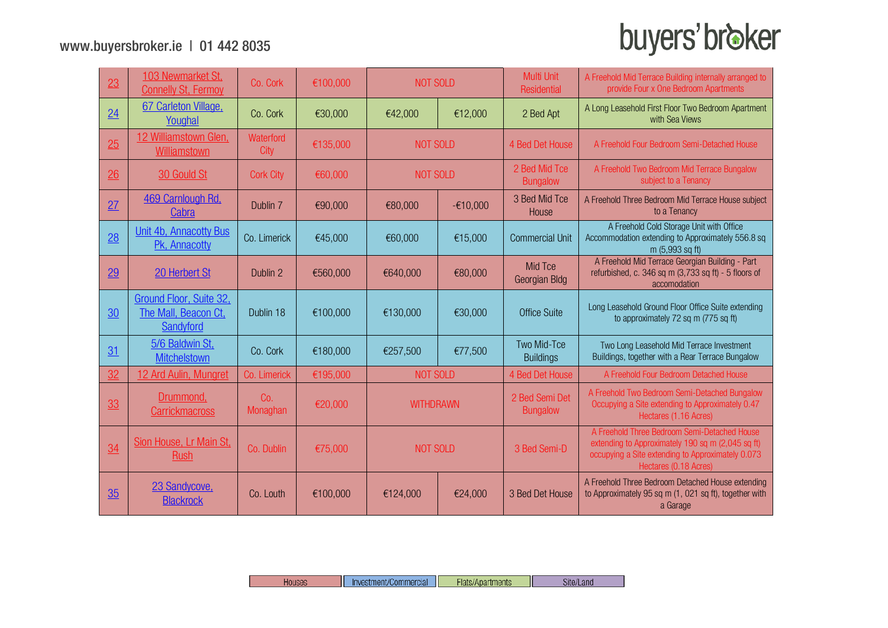| | | | | | | | |
|---|---|---|---|---|---|---|---|
| 23 | 103 Newmarket St, Connelly St, Fermoy | Co. Cork | €100,000 | NOT SOLD | | Multi Unit Residential | A Freehold Mid Terrace Building internally arranged to provide Four x One Bedroom Apartments |
| 24 | 67 Carleton Village, Youghal | Co. Cork | €30,000 | €42,000 | €12,000 | 2 Bed Apt | A Long Leasehold First Floor Two Bedroom Apartment with Sea Views |
| 25 | 12 Williamstown Glen, Williamstown | Waterford City | €135,000 | NOT SOLD | | 4 Bed Det House | A Freehold Four Bedroom Semi-Detached House |
| 26 | 30 Gould St | Cork City | €60,000 | NOT SOLD | | 2 Bed Mid Tce Bungalow | A Freehold Two Bedroom Mid Terrace Bungalow subject to a Tenancy |
| 27 | 469 Carnlough Rd, Cabra | Dublin 7 | €90,000 | €80,000 | -€10,000 | 3 Bed Mid Tce House | A Freehold Three Bedroom Mid Terrace House subject to a Tenancy |
| 28 | Unit 4b, Annacotty Bus Pk, Annacotty | Co. Limerick | €45,000 | €60,000 | €15,000 | Commercial Unit | A Freehold Cold Storage Unit with Office Accommodation extending to Approximately 556.8 sq m (5,993 sq ft) |
| 29 | 20 Herbert St | Dublin 2 | €560,000 | €640,000 | €80,000 | Mid Tce Georgian Bldg | A Freehold Mid Terrace Georgian Building - Part refurbished, c. 346 sq m (3,733 sq ft) - 5 floors of accomodation |
| 30 | Ground Floor, Suite 32, The Mall, Beacon Ct, Sandyford | Dublin 18 | €100,000 | €130,000 | €30,000 | Office Suite | Long Leasehold Ground Floor Office Suite extending to approximately 72 sq m (775 sq ft) |
| 31 | 5/6 Baldwin St, Mitchelstown | Co. Cork | €180,000 | €257,500 | €77,500 | Two Mid-Tce Buildings | Two Long Leasehold Mid Terrace Investment Buildings, together with a Rear Terrace Bungalow |
| 32 | 12 Ard Aulin, Mungret | Co. Limerick | €195,000 | NOT SOLD | | 4 Bed Det House | A Freehold Four Bedroom Detached House |
| 33 | Drummond, Carrickmacross | Co. Monaghan | €20,000 | WITHDRAWN | | 2 Bed Semi Det Bungalow | A Freehold Two Bedroom Semi-Detached Bungalow Occupying a Site extending to Approximately 0.47 Hectares (1.16 Acres) |
| 34 | Sion House, Lr Main St, Rush | Co. Dublin | €75,000 | NOT SOLD | | 3 Bed Semi-D | A Freehold Three Bedroom Semi-Detached House extending to Approximately 190 sq m (2,045 sq ft) occupying a Site extending to Approximately 0.073 Hectares (0.18 Acres) |
| 35 | 23 Sandycove, Blackrock | Co. Louth | €100,000 | €124,000 | €24,000 | 3 Bed Det House | A Freehold Three Bedroom Detached House extending to Approximately 95 sq m (1, 021 sq ft), together with a Garage |

Houses | Investment/Commercial | Flats/Apartments | Site/Land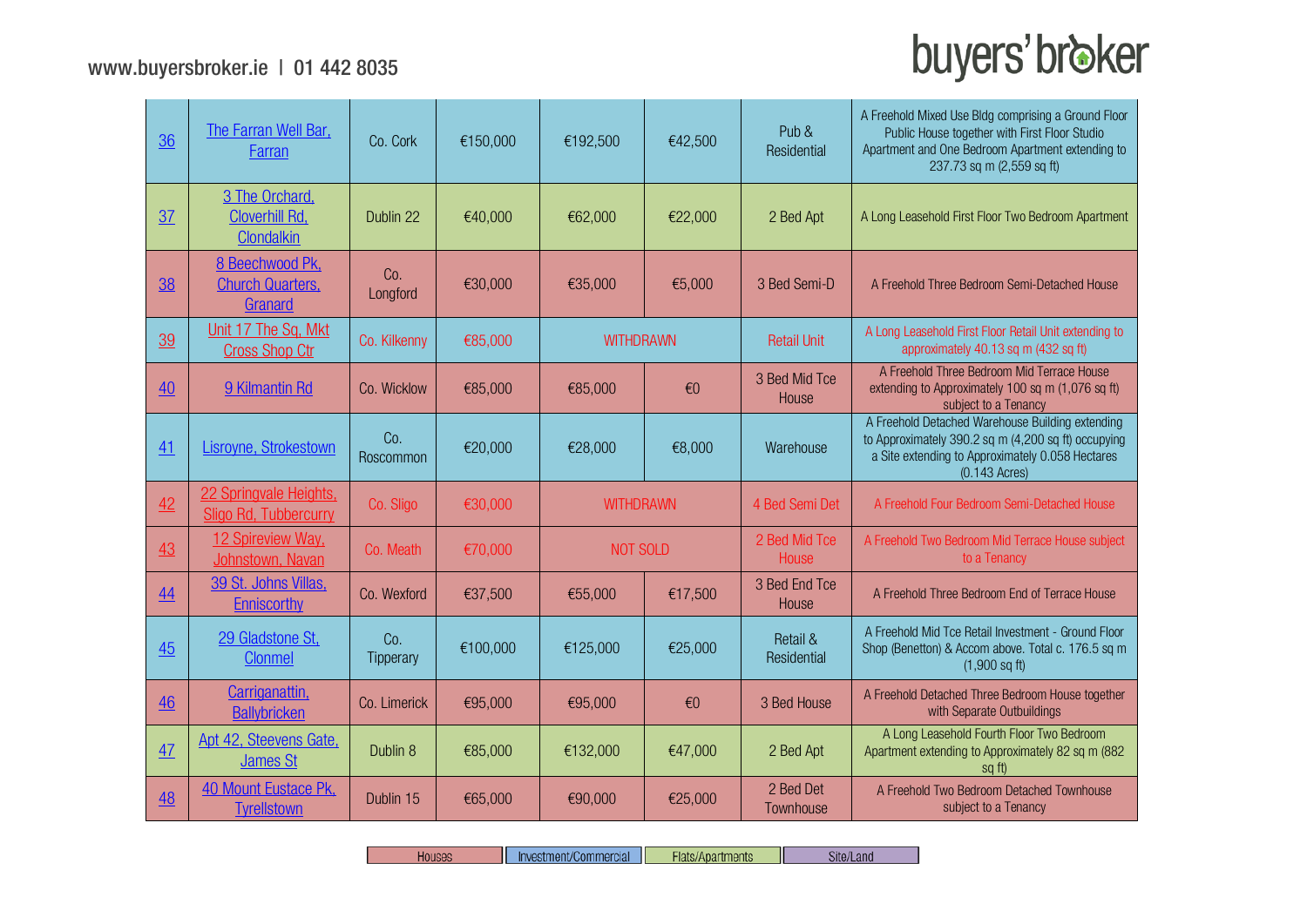| | | | | | | | |
|---|---|---|---|---|---|---|---|
| 36 | The Farran Well Bar, Farran | Co. Cork | €150,000 | €192,500 | €42,500 | Pub & Residential | A Freehold Mixed Use Bldg comprising a Ground Floor Public House together with First Floor Studio Apartment and One Bedroom Apartment extending to 237.73 sq m (2,559 sq ft) |
| 37 | 3 The Orchard, Cloverhill Rd, Clondalkin | Dublin 22 | €40,000 | €62,000 | €22,000 | 2 Bed Apt | A Long Leasehold First Floor Two Bedroom Apartment |
| 38 | 8 Beechwood Pk, Church Quarters, Granard | Co. Longford | €30,000 | €35,000 | €5,000 | 3 Bed Semi-D | A Freehold Three Bedroom Semi-Detached House |
| 39 | Unit 17 The Sq, Mkt Cross Shop Ctr | Co. Kilkenny | €85,000 | WITHDRAWN | | Retail Unit | A Long Leasehold First Floor Retail Unit extending to approximately 40.13 sq m (432 sq ft) |
| 40 | 9 Kilmantin Rd | Co. Wicklow | €85,000 | €85,000 | €0 | 3 Bed Mid Tce House | A Freehold Three Bedroom Mid Terrace House extending to Approximately 100 sq m (1,076 sq ft) subject to a Tenancy |
| 41 | Lisroyne, Strokestown | Co. Roscommon | €20,000 | €28,000 | €8,000 | Warehouse | A Freehold Detached Warehouse Building extending to Approximately 390.2 sq m (4,200 sq ft) occupying a Site extending to Approximately 0.058 Hectares (0.143 Acres) |
| 42 | 22 Springvale Heights, Sligo Rd, Tubbercurry | Co. Sligo | €30,000 | WITHDRAWN | | 4 Bed Semi Det | A Freehold Four Bedroom Semi-Detached House |
| 43 | 12 Spireview Way, Johnstown, Navan | Co. Meath | €70,000 | NOT SOLD | | 2 Bed Mid Tce House | A Freehold Two Bedroom Mid Terrace House subject to a Tenancy |
| 44 | 39 St. Johns Villas, Enniscorthy | Co. Wexford | €37,500 | €55,000 | €17,500 | 3 Bed End Tce House | A Freehold Three Bedroom End of Terrace House |
| 45 | 29 Gladstone St, Clonmel | Co. Tipperary | €100,000 | €125,000 | €25,000 | Retail & Residential | A Freehold Mid Tce Retail Investment - Ground Floor Shop (Benetton) & Accom above. Total c. 176.5 sq m (1,900 sq ft) |
| 46 | Carriganattin, Ballybricken | Co. Limerick | €95,000 | €95,000 | €0 | 3 Bed House | A Freehold Detached Three Bedroom House together with Separate Outbuildings |
| 47 | Apt 42, Steevens Gate, James St | Dublin 8 | €85,000 | €132,000 | €47,000 | 2 Bed Apt | A Long Leasehold Fourth Floor Two Bedroom Apartment extending to Approximately 82 sq m (882 sq ft) |
| 48 | 40 Mount Eustace Pk, Tyrellstown | Dublin 15 | €65,000 | €90,000 | €25,000 | 2 Bed Det Townhouse | A Freehold Two Bedroom Detached Townhouse subject to a Tenancy |

Houses | Investment/Commercial | Flats/Apartments | Site/Land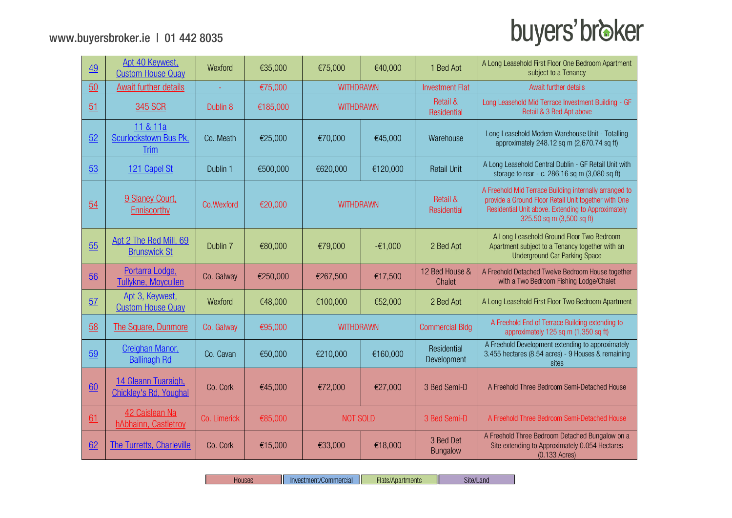| | | | | | | | |
|---|---|---|---|---|---|---|---|
| 49 | Apt 40 Keywest, Custom House Quay | Wexford | €35,000 | €75,000 | €40,000 | 1 Bed Apt | A Long Leasehold First Floor One Bedroom Apartment subject to a Tenancy |
| 50 | Await further details | - | €75,000 | WITHDRAWN | | Investment Flat | Await further details |
| 51 | 345 SCR | Dublin 8 | €185,000 | WITHDRAWN | | Retail & Residential | Long Leasehold Mid Terrace Investment Building - GF Retail & 3 Bed Apt above |
| 52 | 11 & 11a Scurlockstown Bus Pk, Trim | Co. Meath | €25,000 | €70,000 | €45,000 | Warehouse | Long Leasehold Modern Warehouse Unit - Totalling approximately 248.12 sq m (2,670.74 sq ft) |
| 53 | 121 Capel St | Dublin 1 | €500,000 | €620,000 | €120,000 | Retail Unit | A Long Leasehold Central Dublin - GF Retail Unit with storage to rear - c. 286.16 sq m (3,080 sq ft) |
| 54 | 9 Slaney Court, Enniscorthy | Co.Wexford | €20,000 | WITHDRAWN | | Retail & Residential | A Freehold Mid Terrace Building internally arranged to provide a Ground Floor Retail Unit together with One Residential Unit above. Extending to Approximately 325.50 sq m (3,500 sq ft) |
| 55 | Apt 2 The Red Mill, 69 Brunswick St | Dublin 7 | €80,000 | €79,000 | -€1,000 | 2 Bed Apt | A Long Leasehold Ground Floor Two Bedroom Apartment subject to a Tenancy together with an Underground Car Parking Space |
| 56 | Portarra Lodge, Tullykne, Moycullen | Co. Galway | €250,000 | €267,500 | €17,500 | 12 Bed House & Chalet | A Freehold Detached Twelve Bedroom House together with a Two Bedroom Fishing Lodge/Chalet |
| 57 | Apt 3, Keywest, Custom House Quay | Wexford | €48,000 | €100,000 | €52,000 | 2 Bed Apt | A Long Leasehold First Floor Two Bedroom Apartment |
| 58 | The Square, Dunmore | Co. Galway | €95,000 | WITHDRAWN | | Commercial Bldg | A Freehold End of Terrace Building extending to approximately 125 sq m (1,350 sq ft) |
| 59 | Creighan Manor, Ballinagh Rd | Co. Cavan | €50,000 | €210,000 | €160,000 | Residential Development | A Freehold Development extending to approximately 3.455 hectares (8.54 acres) - 9 Houses & remaining sites |
| 60 | 14 Gleann Tuaraigh, Chickley's Rd, Youghal | Co. Cork | €45,000 | €72,000 | €27,000 | 3 Bed Semi-D | A Freehold Three Bedroom Semi-Detached House |
| 61 | 42 Caislean Na hAbhainn, Castletroy | Co. Limerick | €85,000 | NOT SOLD | | 3 Bed Semi-D | A Freehold Three Bedroom Semi-Detached House |
| 62 | The Turretts, Charleville | Co. Cork | €15,000 | €33,000 | €18,000 | 3 Bed Det Bungalow | A Freehold Three Bedroom Detached Bungalow on a Site extending to Approximately 0.054 Hectares (0.133 Acres) |

Houses | Investment/Commercial | Flats/Apartments | Site/Land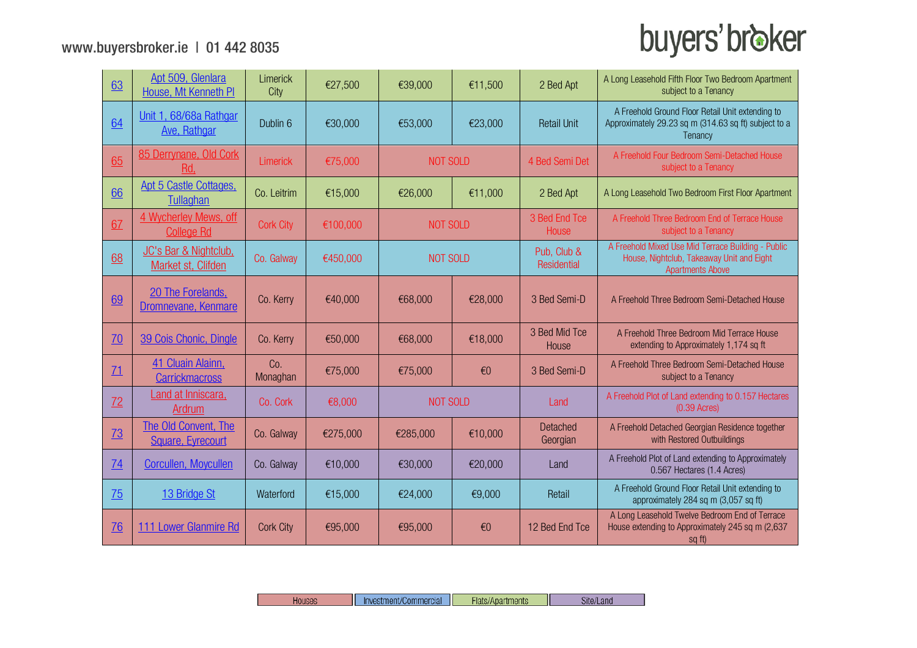| 63 | Apt 509, Glenlara House, Mt Kenneth Pl | Limerick City | €27,500 | €39,000 | €11,500 | 2 Bed Apt | A Long Leasehold Fifth Floor Two Bedroom Apartment subject to a Tenancy |
|---|---|---|---|---|---|---|---|
| 64 | Unit 1, 68/68a Rathgar Ave, Rathgar | Dublin 6 | €30,000 | €53,000 | €23,000 | Retail Unit | A Freehold Ground Floor Retail Unit extending to Approximately 29.23 sq m (314.63 sq ft) subject to a Tenancy |
| 65 | 85 Derrynane, Old Cork Rd, | Limerick | €75,000 | NOT SOLD | | 4 Bed Semi Det | A Freehold Four Bedroom Semi-Detached House subject to a Tenancy |
| 66 | Apt 5 Castle Cottages, Tullaghan | Co. Leitrim | €15,000 | €26,000 | €11,000 | 2 Bed Apt | A Long Leasehold Two Bedroom First Floor Apartment |
| 67 | 4 Wycherley Mews, off College Rd | Cork City | €100,000 | NOT SOLD | | 3 Bed End Tce House | A Freehold Three Bedroom End of Terrace House subject to a Tenancy |
| 68 | JC's Bar & Nightclub, Market st, Clifden | Co. Galway | €450,000 | NOT SOLD | | Pub, Club & Residential | A Freehold Mixed Use Mid Terrace Building - Public House, Nightclub, Takeaway Unit and Eight Apartments Above |
| 69 | 20 The Forelands, Dromnevane, Kenmare | Co. Kerry | €40,000 | €68,000 | €28,000 | 3 Bed Semi-D | A Freehold Three Bedroom Semi-Detached House |
| 70 | 39 Cois Chonic, Dingle | Co. Kerry | €50,000 | €68,000 | €18,000 | 3 Bed Mid Tce House | A Freehold Three Bedroom Mid Terrace House extending to Approximately 1,174 sq ft |
| 71 | 41 Cluain Alainn, Carrickmacross | Co. Monaghan | €75,000 | €75,000 | €0 | 3 Bed Semi-D | A Freehold Three Bedroom Semi-Detached House subject to a Tenancy |
| 72 | Land at Inniscara, Ardrum | Co. Cork | €8,000 | NOT SOLD | | Land | A Freehold Plot of Land extending to 0.157 Hectares (0.39 Acres) |
| 73 | The Old Convent, The Square, Eyrecourt | Co. Galway | €275,000 | €285,000 | €10,000 | Detached Georgian | A Freehold Detached Georgian Residence together with Restored Outbuildings |
| 74 | Corcullen, Moycullen | Co. Galway | €10,000 | €30,000 | €20,000 | Land | A Freehold Plot of Land extending to Approximately 0.567 Hectares (1.4 Acres) |
| 75 | 13 Bridge St | Waterford | €15,000 | €24,000 | €9,000 | Retail | A Freehold Ground Floor Retail Unit extending to approximately 284 sq m (3,057 sq ft) |
| 76 | 111 Lower Glanmire Rd | Cork City | €95,000 | €95,000 | €0 | 12 Bed End Tce | A Long Leasehold Twelve Bedroom End of Terrace House extending to Approximately 245 sq m (2,637 sq ft) |

Houses | Investment/Commercial | Flats/Apartments | Site/Land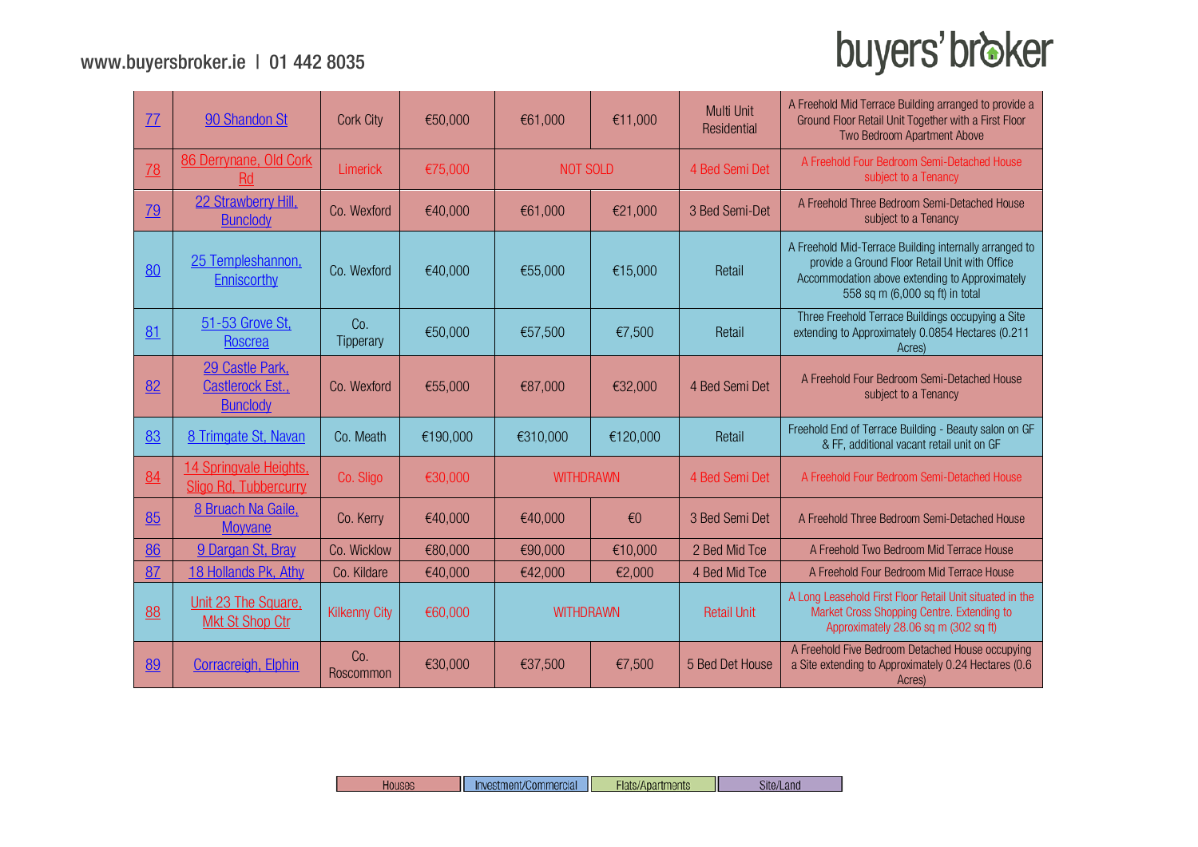| Lot | Address | Location | Guide Price | Sold Price | Difference | Type | Description |
|---|---|---|---|---|---|---|---|
| 77 | 90 Shandon St | Cork City | €50,000 | €61,000 | €11,000 | Multi Unit Residential | A Freehold Mid Terrace Building arranged to provide a Ground Floor Retail Unit Together with a First Floor Two Bedroom Apartment Above |
| 78 | 86 Derrynane, Old Cork Rd | Limerick | €75,000 | NOT SOLD | | 4 Bed Semi Det | A Freehold Four Bedroom Semi-Detached House subject to a Tenancy |
| 79 | 22 Strawberry Hill, Bunclody | Co. Wexford | €40,000 | €61,000 | €21,000 | 3 Bed Semi-Det | A Freehold Three Bedroom Semi-Detached House subject to a Tenancy |
| 80 | 25 Templeshannon, Enniscorthy | Co. Wexford | €40,000 | €55,000 | €15,000 | Retail | A Freehold Mid-Terrace Building internally arranged to provide a Ground Floor Retail Unit with Office Accommodation above extending to Approximately 558 sq m (6,000 sq ft) in total |
| 81 | 51-53 Grove St, Roscrea | Co. Tipperary | €50,000 | €57,500 | €7,500 | Retail | Three Freehold Terrace Buildings occupying a Site extending to Approximately 0.0854 Hectares (0.211 Acres) |
| 82 | 29 Castle Park, Castlerock Est., Bunclody | Co. Wexford | €55,000 | €87,000 | €32,000 | 4 Bed Semi Det | A Freehold Four Bedroom Semi-Detached House subject to a Tenancy |
| 83 | 8 Trimgate St, Navan | Co. Meath | €190,000 | €310,000 | €120,000 | Retail | Freehold End of Terrace Building - Beauty salon on GF & FF, additional vacant retail unit on GF |
| 84 | 14 Springvale Heights, Sligo Rd, Tubbercurry | Co. Sligo | €30,000 | WITHDRAWN | | 4 Bed Semi Det | A Freehold Four Bedroom Semi-Detached House |
| 85 | 8 Bruach Na Gaile, Moyvane | Co. Kerry | €40,000 | €40,000 | €0 | 3 Bed Semi Det | A Freehold Three Bedroom Semi-Detached House |
| 86 | 9 Dargan St, Bray | Co. Wicklow | €80,000 | €90,000 | €10,000 | 2 Bed Mid Tce | A Freehold Two Bedroom Mid Terrace House |
| 87 | 18 Hollands Pk, Athy | Co. Kildare | €40,000 | €42,000 | €2,000 | 4 Bed Mid Tce | A Freehold Four Bedroom Mid Terrace House |
| 88 | Unit 23 The Square, Mkt St Shop Ctr | Kilkenny City | €60,000 | WITHDRAWN | | Retail Unit | A Long Leasehold First Floor Retail Unit situated in the Market Cross Shopping Centre. Extending to Approximately 28.06 sq m (302 sq ft) |
| 89 | Corracreigh, Elphin | Co. Roscommon | €30,000 | €37,500 | €7,500 | 5 Bed Det House | A Freehold Five Bedroom Detached House occupying a Site extending to Approximately 0.24 Hectares (0.6 Acres) |

Houses | Investment/Commercial | Flats/Apartments | Site/Land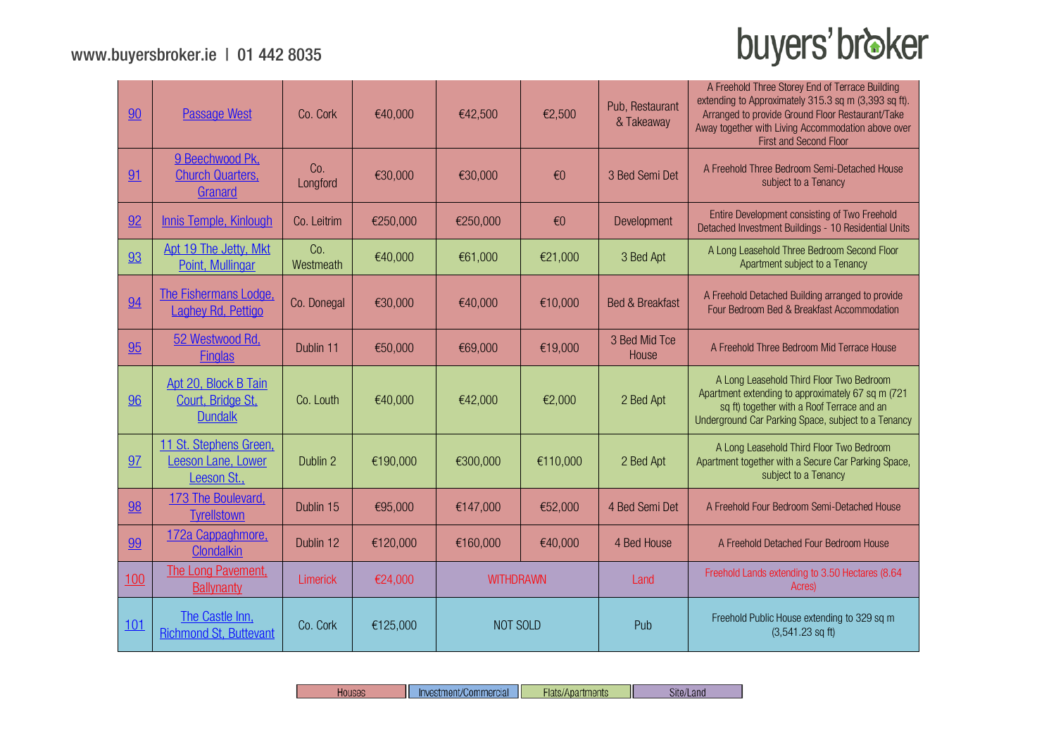| | | | | | | | |
|---|---|---|---|---|---|---|---|
| 90 | Passage West | Co. Cork | €40,000 | €42,500 | €2,500 | Pub, Restaurant & Takeaway | A Freehold Three Storey End of Terrace Building extending to Approximately 315.3 sq m (3,393 sq ft). Arranged to provide Ground Floor Restaurant/Take Away together with Living Accommodation above over First and Second Floor |
| 91 | 9 Beechwood Pk, Church Quarters, Granard | Co. Longford | €30,000 | €30,000 | €0 | 3 Bed Semi Det | A Freehold Three Bedroom Semi-Detached House subject to a Tenancy |
| 92 | Innis Temple, Kinlough | Co. Leitrim | €250,000 | €250,000 | €0 | Development | Entire Development consisting of Two Freehold Detached Investment Buildings - 10 Residential Units |
| 93 | Apt 19 The Jetty, Mkt Point, Mullingar | Co. Westmeath | €40,000 | €61,000 | €21,000 | 3 Bed Apt | A Long Leasehold Three Bedroom Second Floor Apartment subject to a Tenancy |
| 94 | The Fishermans Lodge, Laghey Rd, Pettigo | Co. Donegal | €30,000 | €40,000 | €10,000 | Bed & Breakfast | A Freehold Detached Building arranged to provide Four Bedroom Bed & Breakfast Accommodation |
| 95 | 52 Westwood Rd, Finglas | Dublin 11 | €50,000 | €69,000 | €19,000 | 3 Bed Mid Tce House | A Freehold Three Bedroom Mid Terrace House |
| 96 | Apt 20, Block B Tain Court, Bridge St, Dundalk | Co. Louth | €40,000 | €42,000 | €2,000 | 2 Bed Apt | A Long Leasehold Third Floor Two Bedroom Apartment extending to approximately 67 sq m (721 sq ft) together with a Roof Terrace and an Underground Car Parking Space, subject to a Tenancy |
| 97 | 11 St. Stephens Green, Leeson Lane, Lower Leeson St., | Dublin 2 | €190,000 | €300,000 | €110,000 | 2 Bed Apt | A Long Leasehold Third Floor Two Bedroom Apartment together with a Secure Car Parking Space, subject to a Tenancy |
| 98 | 173 The Boulevard, Tyrellstown | Dublin 15 | €95,000 | €147,000 | €52,000 | 4 Bed Semi Det | A Freehold Four Bedroom Semi-Detached House |
| 99 | 172a Cappaghmore, Clondalkin | Dublin 12 | €120,000 | €160,000 | €40,000 | 4 Bed House | A Freehold Detached Four Bedroom House |
| 100 | The Long Pavement, Ballynanty | Limerick | €24,000 | WITHDRAWN | | Land | Freehold Lands extending to 3.50 Hectares (8.64 Acres) |
| 101 | The Castle Inn, Richmond St, Buttevant | Co. Cork | €125,000 | NOT SOLD | | Pub | Freehold Public House extending to 329 sq m (3,541.23 sq ft) |

Houses | Investment/Commercial | Flats/Apartments | Site/Land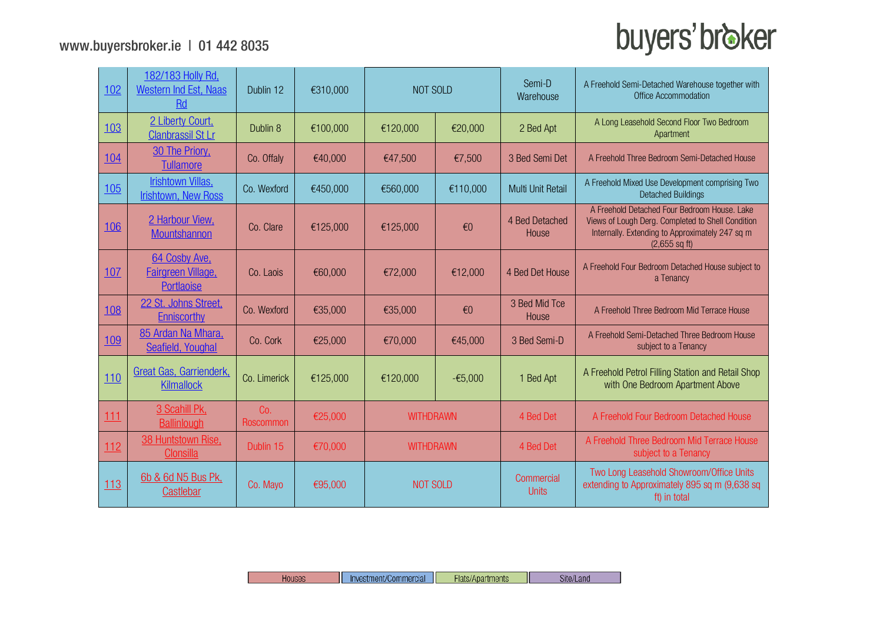www.buyersbroker.ie | 01 442 8035

buyers' broker

| | | | | | | | |
|---|---|---|---|---|---|---|---|
| 102 | 182/183 Holly Rd, Western Ind Est, Naas Rd | Dublin 12 | €310,000 | NOT SOLD | | Semi-D Warehouse | A Freehold Semi-Detached Warehouse together with Office Accommodation |
| 103 | 2 Liberty Court, Clanbrassil St Lr | Dublin 8 | €100,000 | €120,000 | €20,000 | 2 Bed Apt | A Long Leasehold Second Floor Two Bedroom Apartment |
| 104 | 30 The Priory, Tullamore | Co. Offaly | €40,000 | €47,500 | €7,500 | 3 Bed Semi Det | A Freehold Three Bedroom Semi-Detached House |
| 105 | Irishtown Villas, Irishtown, New Ross | Co. Wexford | €450,000 | €560,000 | €110,000 | Multi Unit Retail | A Freehold Mixed Use Development comprising Two Detached Buildings |
| 106 | 2 Harbour View, Mountshannon | Co. Clare | €125,000 | €125,000 | €0 | 4 Bed Detached House | A Freehold Detached Four Bedroom House. Lake Views of Lough Derg. Completed to Shell Condition Internally. Extending to Approximately 247 sq m (2,655 sq ft) |
| 107 | 64 Cosby Ave, Fairgreen Village, Portlaoise | Co. Laois | €60,000 | €72,000 | €12,000 | 4 Bed Det House | A Freehold Four Bedroom Detached House subject to a Tenancy |
| 108 | 22 St. Johns Street, Enniscorthy | Co. Wexford | €35,000 | €35,000 | €0 | 3 Bed Mid Tce House | A Freehold Three Bedroom Mid Terrace House |
| 109 | 85 Ardan Na Mhara, Seafield, Youghal | Co. Cork | €25,000 | €70,000 | €45,000 | 3 Bed Semi-D | A Freehold Semi-Detached Three Bedroom House subject to a Tenancy |
| 110 | Great Gas, Garrienderk, Kilmallock | Co. Limerick | €125,000 | €120,000 | -€5,000 | 1 Bed Apt | A Freehold Petrol Filling Station and Retail Shop with One Bedroom Apartment Above |
| 111 | 3 Scahill Pk, Ballinlough | Co. Roscommon | €25,000 | WITHDRAWN | | 4 Bed Det | A Freehold Four Bedroom Detached House |
| 112 | 38 Huntstown Rise, Clonsilla | Dublin 15 | €70,000 | WITHDRAWN | | 4 Bed Det | A Freehold Three Bedroom Mid Terrace House subject to a Tenancy |
| 113 | 6b & 6d N5 Bus Pk, Castlebar | Co. Mayo | €95,000 | NOT SOLD | | Commercial Units | Two Long Leasehold Showroom/Office Units extending to Approximately 895 sq m (9,638 sq ft) in total |

Houses | Investment/Commercial | Flats/Apartments | Site/Land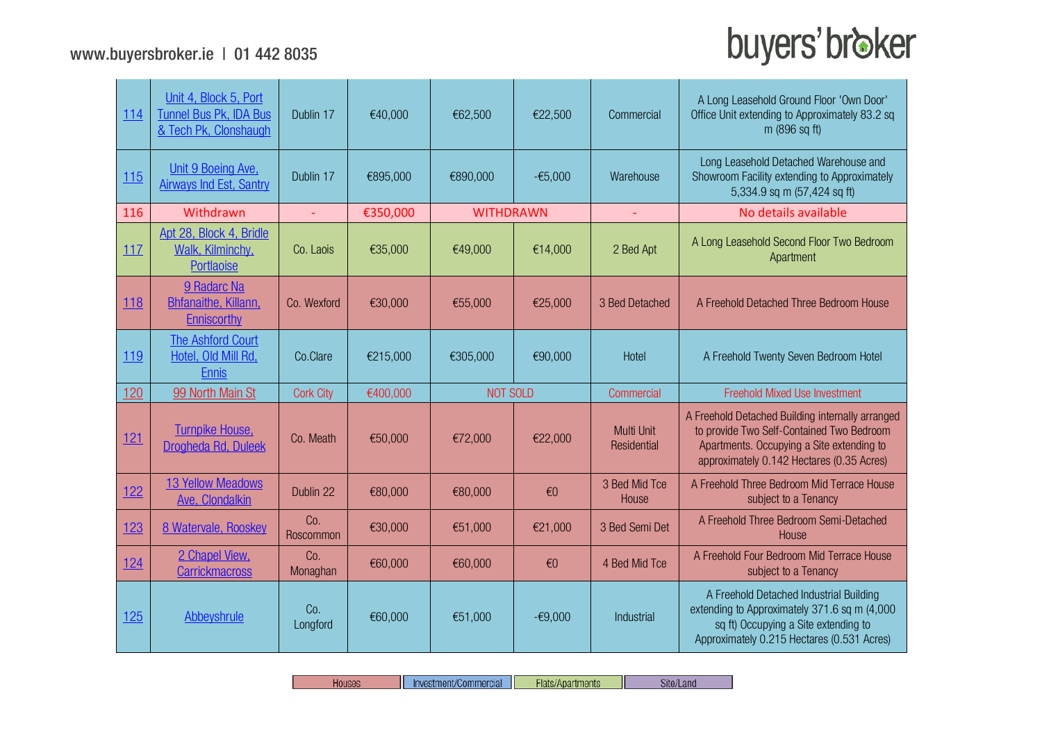| | | | | | | | |
|---|---|---|---|---|---|---|---|
| 114 | Unit 4, Block 5, Port Tunnel Bus Pk, IDA Bus & Tech Pk, Clonshaugh | Dublin 17 | €40,000 | €62,500 | €22,500 | Commercial | A Long Leasehold Ground Floor 'Own Door' Office Unit extending to Approximately 83.2 sq m (896 sq ft) |
| 115 | Unit 9 Boeing Ave, Airways Ind Est, Santry | Dublin 17 | €895,000 | €890,000 | -€5,000 | Warehouse | Long Leasehold Detached Warehouse and Showroom Facility extending to Approximately 5,334.9 sq m (57,424 sq ft) |
| 116 | Withdrawn | - | €350,000 | WITHDRAWN | | - | No details available |
| 117 | Apt 28, Block 4, Bridle Walk, Kilminchy, Portlaoise | Co. Laois | €35,000 | €49,000 | €14,000 | 2 Bed Apt | A Long Leasehold Second Floor Two Bedroom Apartment |
| 118 | 9 Radarc Na Bhfanaithe, Killann, Enniscorthy | Co. Wexford | €30,000 | €55,000 | €25,000 | 3 Bed Detached | A Freehold Detached Three Bedroom House |
| 119 | The Ashford Court Hotel, Old Mill Rd, Ennis | Co.Clare | €215,000 | €305,000 | €90,000 | Hotel | A Freehold Twenty Seven Bedroom Hotel |
| 120 | 99 North Main St | Cork City | €400,000 | NOT SOLD | | Commercial | Freehold Mixed Use Investment |
| 121 | Turnpike House, Drogheda Rd, Duleek | Co. Meath | €50,000 | €72,000 | €22,000 | Multi Unit Residential | A Freehold Detached Building internally arranged to provide Two Self-Contained Two Bedroom Apartments. Occupying a Site extending to approximately 0.142 Hectares (0.35 Acres) |
| 122 | 13 Yellow Meadows Ave, Clondalkin | Dublin 22 | €80,000 | €80,000 | €0 | 3 Bed Mid Tce House | A Freehold Three Bedroom Mid Terrace House subject to a Tenancy |
| 123 | 8 Watervale, Rooskey | Co. Roscommon | €30,000 | €51,000 | €21,000 | 3 Bed Semi Det | A Freehold Three Bedroom Semi-Detached House |
| 124 | 2 Chapel View, Carrickmacross | Co. Monaghan | €60,000 | €60,000 | €0 | 4 Bed Mid Tce | A Freehold Four Bedroom Mid Terrace House subject to a Tenancy |
| 125 | Abbeyshrule | Co. Longford | €60,000 | €51,000 | -€9,000 | Industrial | A Freehold Detached Industrial Building extending to Approximately 371.6 sq m (4,000 sq ft) Occupying a Site extending to Approximately 0.215 Hectares (0.531 Acres) |

| Houses | Investment/Commercial | Flats/Apartments | Site/Land |
|---|---|---|---|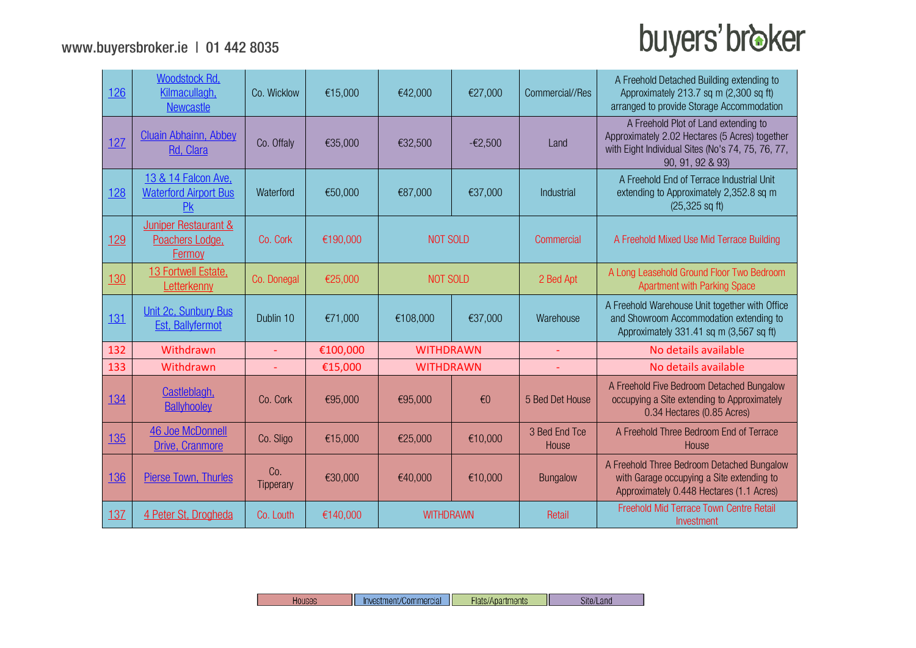| 126 | Woodstock Rd, Kilmacullagh, Newcastle | Co. Wicklow | €15,000 | €42,000 | €27,000 | Commercial//Res | A Freehold Detached Building extending to Approximately 213.7 sq m (2,300 sq ft) arranged to provide Storage Accommodation |
|---|---|---|---|---|---|---|---|
| 127 | Cluain Abhainn, Abbey Rd, Clara | Co. Offaly | €35,000 | €32,500 | -€2,500 | Land | A Freehold Plot of Land extending to Approximately 2.02 Hectares (5 Acres) together with Eight Individual Sites (No's 74, 75, 76, 77, 90, 91, 92 & 93) |
| 128 | 13 & 14 Falcon Ave, Waterford Airport Bus Pk | Waterford | €50,000 | €87,000 | €37,000 | Industrial | A Freehold End of Terrace Industrial Unit extending to Approximately 2,352.8 sq m (25,325 sq ft) |
| 129 | Juniper Restaurant & Poachers Lodge, Fermoy | Co. Cork | €190,000 | NOT SOLD | | Commercial | A Freehold Mixed Use Mid Terrace Building |
| 130 | 13 Fortwell Estate, Letterkenny | Co. Donegal | €25,000 | NOT SOLD | | 2 Bed Apt | A Long Leasehold Ground Floor Two Bedroom Apartment with Parking Space |
| 131 | Unit 2c, Sunbury Bus Est, Ballyfermot | Dublin 10 | €71,000 | €108,000 | €37,000 | Warehouse | A Freehold Warehouse Unit together with Office and Showroom Accommodation extending to Approximately 331.41 sq m (3,567 sq ft) |
| 132 | Withdrawn | - | €100,000 | WITHDRAWN | | - | No details available |
| 133 | Withdrawn | - | €15,000 | WITHDRAWN | | - | No details available |
| 134 | Castleblagh, Ballyhooley | Co. Cork | €95,000 | €95,000 | €0 | 5 Bed Det House | A Freehold Five Bedroom Detached Bungalow occupying a Site extending to Approximately 0.34 Hectares (0.85 Acres) |
| 135 | 46 Joe McDonnell Drive, Cranmore | Co. Sligo | €15,000 | €25,000 | €10,000 | 3 Bed End Tce House | A Freehold Three Bedroom End of Terrace House |
| 136 | Pierse Town, Thurles | Co. Tipperary | €30,000 | €40,000 | €10,000 | Bungalow | A Freehold Three Bedroom Detached Bungalow with Garage occupying a Site extending to Approximately 0.448 Hectares (1.1 Acres) |
| 137 | 4 Peter St, Drogheda | Co. Louth | €140,000 | WITHDRAWN | | Retail | Freehold Mid Terrace Town Centre Retail Investment |

| Houses | Investment/Commercial | Flats/Apartments | Site/Land |
|---|---|---|---|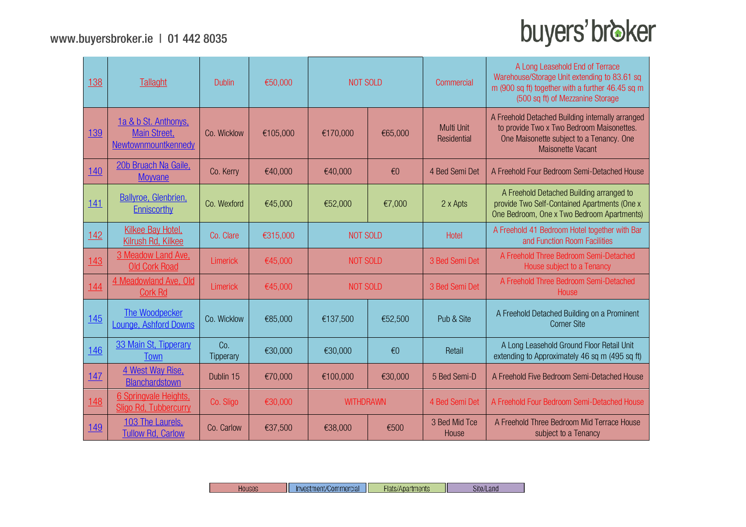| Lot | Address | County | Reserve | Sold Price | Difference | Type | Description |
|---|---|---|---|---|---|---|---|
| 138 | Tallaght | Dublin | €50,000 | NOT SOLD | | Commercial | A Long Leasehold End of Terrace Warehouse/Storage Unit extending to 83.61 sq m (900 sq ft) together with a further 46.45 sq m (500 sq ft) of Mezzanine Storage |
| 139 | 1a & b St. Anthonys, Main Street, Newtownmountkennedy | Co. Wicklow | €105,000 | €170,000 | €65,000 | Multi Unit Residential | A Freehold Detached Building internally arranged to provide Two x Two Bedroom Maisonettes. One Maisonette subject to a Tenancy. One Maisonette Vacant |
| 140 | 20b Bruach Na Gaile, Moyvane | Co. Kerry | €40,000 | €40,000 | €0 | 4 Bed Semi Det | A Freehold Four Bedroom Semi-Detached House |
| 141 | Ballyroe, Glenbrien, Enniscorthy | Co. Wexford | €45,000 | €52,000 | €7,000 | 2 x Apts | A Freehold Detached Building arranged to provide Two Self-Contained Apartments (One x One Bedroom, One x Two Bedroom Apartments) |
| 142 | Kilkee Bay Hotel, Kilrush Rd, Kilkee | Co. Clare | €315,000 | NOT SOLD | | Hotel | A Freehold 41 Bedroom Hotel together with Bar and Function Room Facilities |
| 143 | 3 Meadow Land Ave, Old Cork Road | Limerick | €45,000 | NOT SOLD | | 3 Bed Semi Det | A Freehold Three Bedroom Semi-Detached House subject to a Tenancy |
| 144 | 4 Meadowland Ave, Old Cork Rd | Limerick | €45,000 | NOT SOLD | | 3 Bed Semi Det | A Freehold Three Bedroom Semi-Detached House |
| 145 | The Woodpecker Lounge, Ashford Downs | Co. Wicklow | €85,000 | €137,500 | €52,500 | Pub & Site | A Freehold Detached Building on a Prominent Corner Site |
| 146 | 33 Main St, Tipperary Town | Co. Tipperary | €30,000 | €30,000 | €0 | Retail | A Long Leasehold Ground Floor Retail Unit extending to Approximately 46 sq m (495 sq ft) |
| 147 | 4 West Way Rise, Blanchardstown | Dublin 15 | €70,000 | €100,000 | €30,000 | 5 Bed Semi-D | A Freehold Five Bedroom Semi-Detached House |
| 148 | 6 Springvale Heights, Sligo Rd, Tubbercurry | Co. Sligo | €30,000 | WITHDRAWN | | 4 Bed Semi Det | A Freehold Four Bedroom Semi-Detached House |
| 149 | 103 The Laurels, Tullow Rd, Carlow | Co. Carlow | €37,500 | €38,000 | €500 | 3 Bed Mid Tce House | A Freehold Three Bedroom Mid Terrace House subject to a Tenancy |

Houses | Investment/Commercial | Flats/Apartments | Site/Land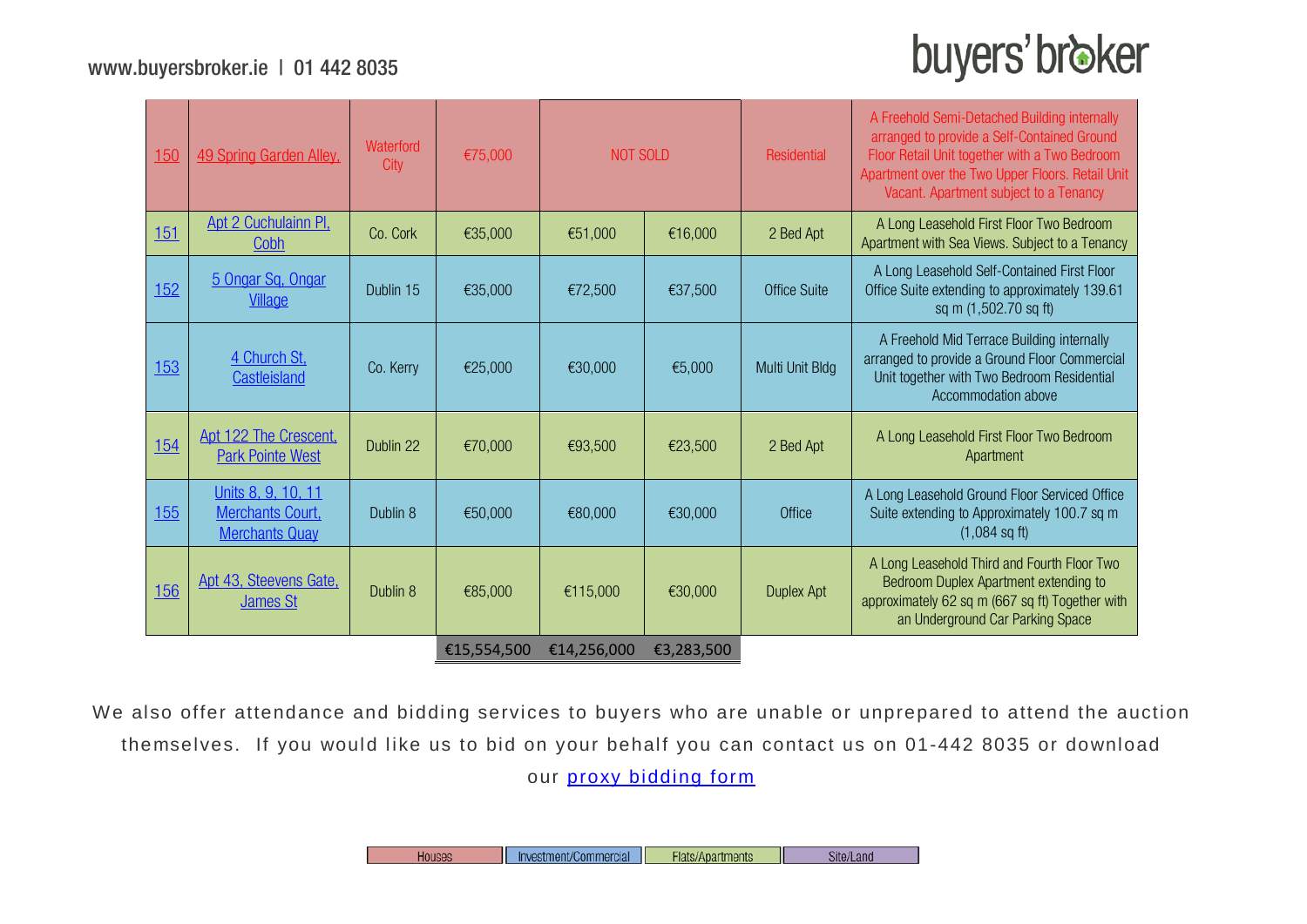| | | | | | | | |
|---|---|---|---|---|---|---|---|
| 150 | 49 Spring Garden Alley, | Waterford City | €75,000 | NOT SOLD | | Residential | A Freehold Semi-Detached Building internally arranged to provide a Self-Contained Ground Floor Retail Unit together with a Two Bedroom Apartment over the Two Upper Floors. Retail Unit Vacant. Apartment subject to a Tenancy |
| 151 | Apt 2 Cuchulainn Pl, Cobh | Co. Cork | €35,000 | €51,000 | €16,000 | 2 Bed Apt | A Long Leasehold First Floor Two Bedroom Apartment with Sea Views. Subject to a Tenancy |
| 152 | 5 Ongar Sq, Ongar Village | Dublin 15 | €35,000 | €72,500 | €37,500 | Office Suite | A Long Leasehold Self-Contained First Floor Office Suite extending to approximately 139.61 sq m (1,502.70 sq ft) |
| 153 | 4 Church St, Castleisland | Co. Kerry | €25,000 | €30,000 | €5,000 | Multi Unit Bldg | A Freehold Mid Terrace Building internally arranged to provide a Ground Floor Commercial Unit together with Two Bedroom Residential Accommodation above |
| 154 | Apt 122 The Crescent, Park Pointe West | Dublin 22 | €70,000 | €93,500 | €23,500 | 2 Bed Apt | A Long Leasehold First Floor Two Bedroom Apartment |
| 155 | Units 8, 9, 10, 11 Merchants Court, Merchants Quay | Dublin 8 | €50,000 | €80,000 | €30,000 | Office | A Long Leasehold Ground Floor Serviced Office Suite extending to Approximately 100.7 sq m (1,084 sq ft) |
| 156 | Apt 43, Steevens Gate, James St | Dublin 8 | €85,000 | €115,000 | €30,000 | Duplex Apt | A Long Leasehold Third and Fourth Floor Two Bedroom Duplex Apartment extending to approximately 62 sq m (667 sq ft) Together with an Underground Car Parking Space |
| | | | €15,554,500 | €14,256,000 | €3,283,500 | | |

We also offer attendance and bidding services to buyers who are unable or unprepared to attend the auction themselves. If you would like us to bid on your behalf you can contact us on 01-442 8035 or download our proxy bidding form

Houses | Investment/Commercial | Flats/Apartments | Site/Land